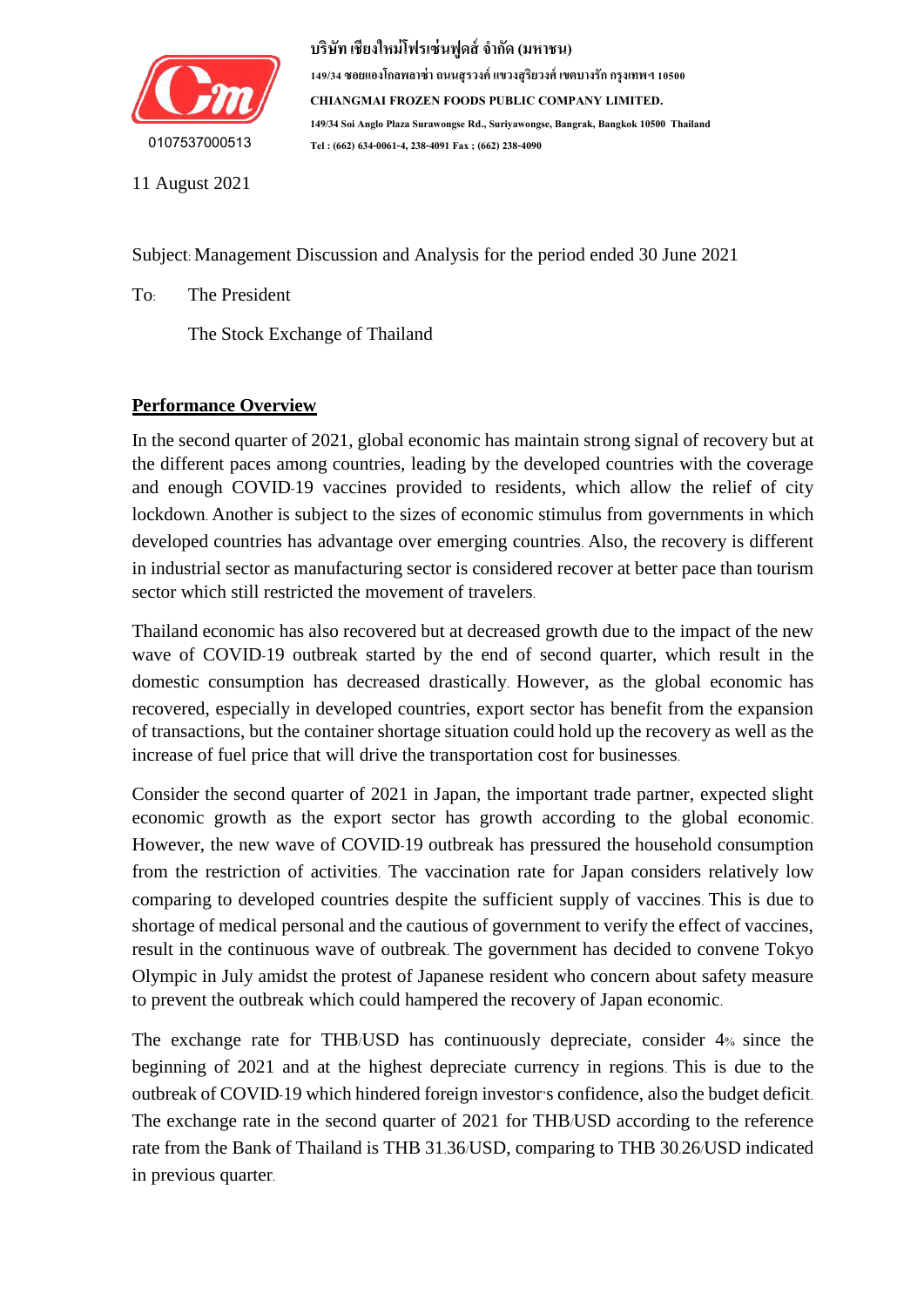บริษัท เชียงใหม่โฟรเซ่นฟูดส์ จำกัด (มหาชน)
149/34 ซอยแองโกลพลาซ่า ถนนสุรวงศ์ แขวงสุริยวงศ์ เขตบางรัก กรุงเทพฯ 10500
CHIANGMAI FROZEN FOODS PUBLIC COMPANY LIMITED.
149/34 Soi Anglo Plaza Surawongse Rd., Suriyawongse, Bangrak, Bangkok 10500 Thailand
Tel : (662) 634-0061-4, 238-4091 Fax ; (662) 238-4090

0107537000513

11 August 2021

Subject: Management Discussion and Analysis for the period ended 30 June 2021

To: The President

The Stock Exchange of Thailand

## **Performance Overview**

In the second quarter of 2021, global economic has maintain strong signal of recovery but at the different paces among countries, leading by the developed countries with the coverage and enough COVID-19 vaccines provided to residents, which allow the relief of city lockdown. Another is subject to the sizes of economic stimulus from governments in which developed countries has advantage over emerging countries. Also, the recovery is different in industrial sector as manufacturing sector is considered recover at better pace than tourism sector which still restricted the movement of travelers.

Thailand economic has also recovered but at decreased growth due to the impact of the new wave of COVID-19 outbreak started by the end of second quarter, which result in the domestic consumption has decreased drastically. However, as the global economic has recovered, especially in developed countries, export sector has benefit from the expansion of transactions, but the container shortage situation could hold up the recovery as well as the increase of fuel price that will drive the transportation cost for businesses.

Consider the second quarter of 2021 in Japan, the important trade partner, expected slight economic growth as the export sector has growth according to the global economic. However, the new wave of COVID-19 outbreak has pressured the household consumption from the restriction of activities. The vaccination rate for Japan considers relatively low comparing to developed countries despite the sufficient supply of vaccines. This is due to shortage of medical personal and the cautious of government to verify the effect of vaccines, result in the continuous wave of outbreak. The government has decided to convene Tokyo Olympic in July amidst the protest of Japanese resident who concern about safety measure to prevent the outbreak which could hampered the recovery of Japan economic.

The exchange rate for THB/USD has continuously depreciate, consider 4% since the beginning of 2021 and at the highest depreciate currency in regions. This is due to the outbreak of COVID-19 which hindered foreign investor's confidence, also the budget deficit. The exchange rate in the second quarter of 2021 for THB/USD according to the reference rate from the Bank of Thailand is THB 31.36/USD, comparing to THB 30.26/USD indicated in previous quarter.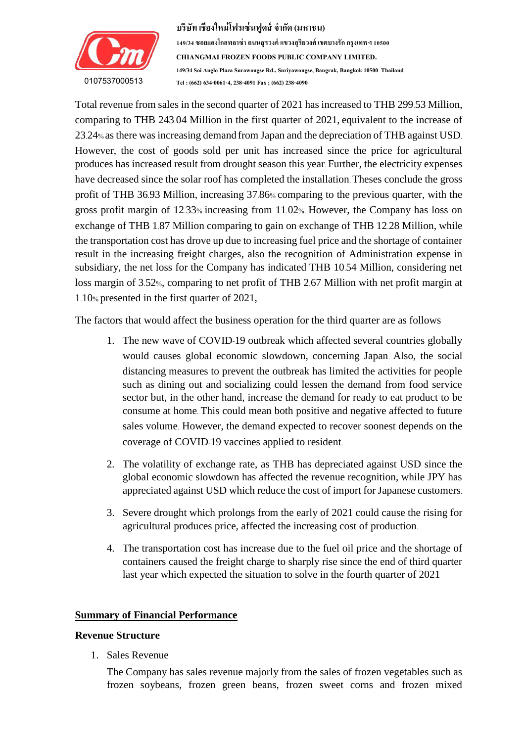Total revenue from sales in the second quarter of 2021 has increased to THB 299.53 Million, comparing to THB 243.04 Million in the first quarter of 2021, equivalent to the increase of 23.24% as there was increasing demand from Japan and the depreciation of THB against USD. However, the cost of goods sold per unit has increased since the price for agricultural produces has increased result from drought season this year. Further, the electricity expenses have decreased since the solar roof has completed the installation. Theses conclude the gross profit of THB 36.93 Million, increasing 37.86% comparing to the previous quarter, with the gross profit margin of 12.33% increasing from 11.02%. However, the Company has loss on exchange of THB 1.87 Million comparing to gain on exchange of THB 12.28 Million, while the transportation cost has drove up due to increasing fuel price and the shortage of container result in the increasing freight charges, also the recognition of Administration expense in subsidiary, the net loss for the Company has indicated THB 10.54 Million, considering net loss margin of 3.52%, comparing to net profit of THB 2.67 Million with net profit margin at 1.10% presented in the first quarter of 2021,

The factors that would affect the business operation for the third quarter are as follows

1. The new wave of COVID-19 outbreak which affected several countries globally would causes global economic slowdown, concerning Japan. Also, the social distancing measures to prevent the outbreak has limited the activities for people such as dining out and socializing could lessen the demand from food service sector but, in the other hand, increase the demand for ready to eat product to be consume at home. This could mean both positive and negative affected to future sales volume. However, the demand expected to recover soonest depends on the coverage of COVID-19 vaccines applied to resident.

2. The volatility of exchange rate, as THB has depreciated against USD since the global economic slowdown has affected the revenue recognition, while JPY has appreciated against USD which reduce the cost of import for Japanese customers.

3. Severe drought which prolongs from the early of 2021 could cause the rising for agricultural produces price, affected the increasing cost of production.

4. The transportation cost has increase due to the fuel oil price and the shortage of containers caused the freight charge to sharply rise since the end of third quarter last year which expected the situation to solve in the fourth quarter of 2021

## Summary of Financial Performance

### Revenue Structure

1. Sales Revenue

   The Company has sales revenue majorly from the sales of frozen vegetables such as frozen soybeans, frozen green beans, frozen sweet corns and frozen mixed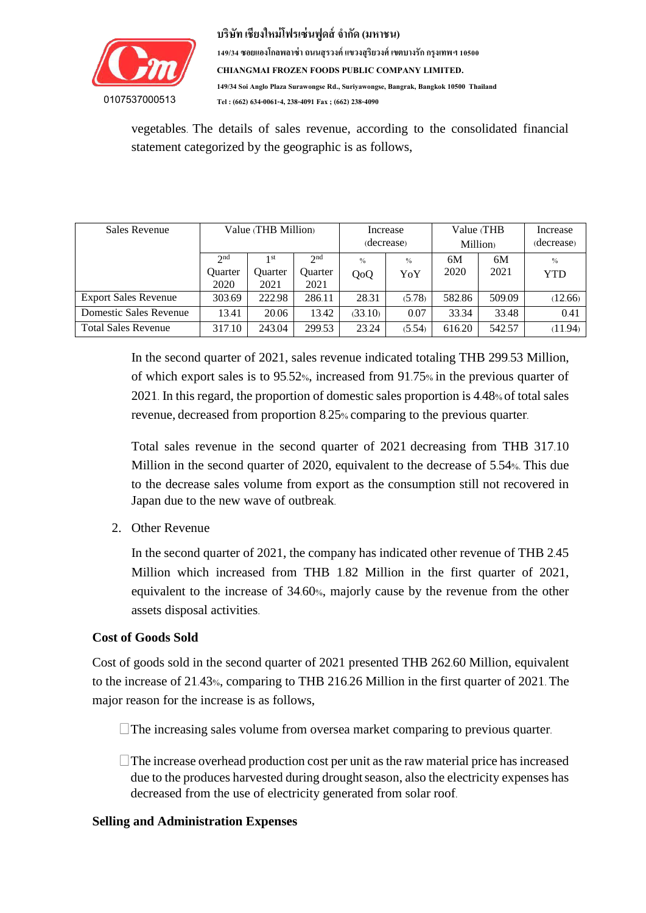vegetables. The details of sales revenue, according to the consolidated financial statement categorized by the geographic is as follows,

| Sales Revenue | Value (THB Million) | | | Increase (decrease) | | Value (THB Million) | | Increase (decrease) |
|---|---|---|---|---|---|---|---|---|
| | 2nd Quarter 2020 | 1st Quarter 2021 | 2nd Quarter 2021 | % QoQ | % YoY | 6M 2020 | 6M 2021 | % YTD |
| Export Sales Revenue | 303.69 | 222.98 | 286.11 | 28.31 | (5.78) | 582.86 | 509.09 | (12.66) |
| Domestic Sales Revenue | 13.41 | 20.06 | 13.42 | (33.10) | 0.07 | 33.34 | 33.48 | 0.41 |
| Total Sales Revenue | 317.10 | 243.04 | 299.53 | 23.24 | (5.54) | 616.20 | 542.57 | (11.94) |

In the second quarter of 2021, sales revenue indicated totaling THB 299.53 Million, of which export sales is to 95.52%, increased from 91.75% in the previous quarter of 2021. In this regard, the proportion of domestic sales proportion is 4.48% of total sales revenue, decreased from proportion 8.25% comparing to the previous quarter.

Total sales revenue in the second quarter of 2021 decreasing from THB 317.10 Million in the second quarter of 2020, equivalent to the decrease of 5.54%. This due to the decrease sales volume from export as the consumption still not recovered in Japan due to the new wave of outbreak.

2. Other Revenue

In the second quarter of 2021, the company has indicated other revenue of THB 2.45 Million which increased from THB 1.82 Million in the first quarter of 2021, equivalent to the increase of 34.60%, majorly cause by the revenue from the other assets disposal activities.

**Cost of Goods Sold**

Cost of goods sold in the second quarter of 2021 presented THB 262.60 Million, equivalent to the increase of 21.43%, comparing to THB 216.26 Million in the first quarter of 2021. The major reason for the increase is as follows,

- The increasing sales volume from oversea market comparing to previous quarter.
- The increase overhead production cost per unit as the raw material price has increased due to the produces harvested during drought season, also the electricity expenses has decreased from the use of electricity generated from solar roof.

**Selling and Administration Expenses**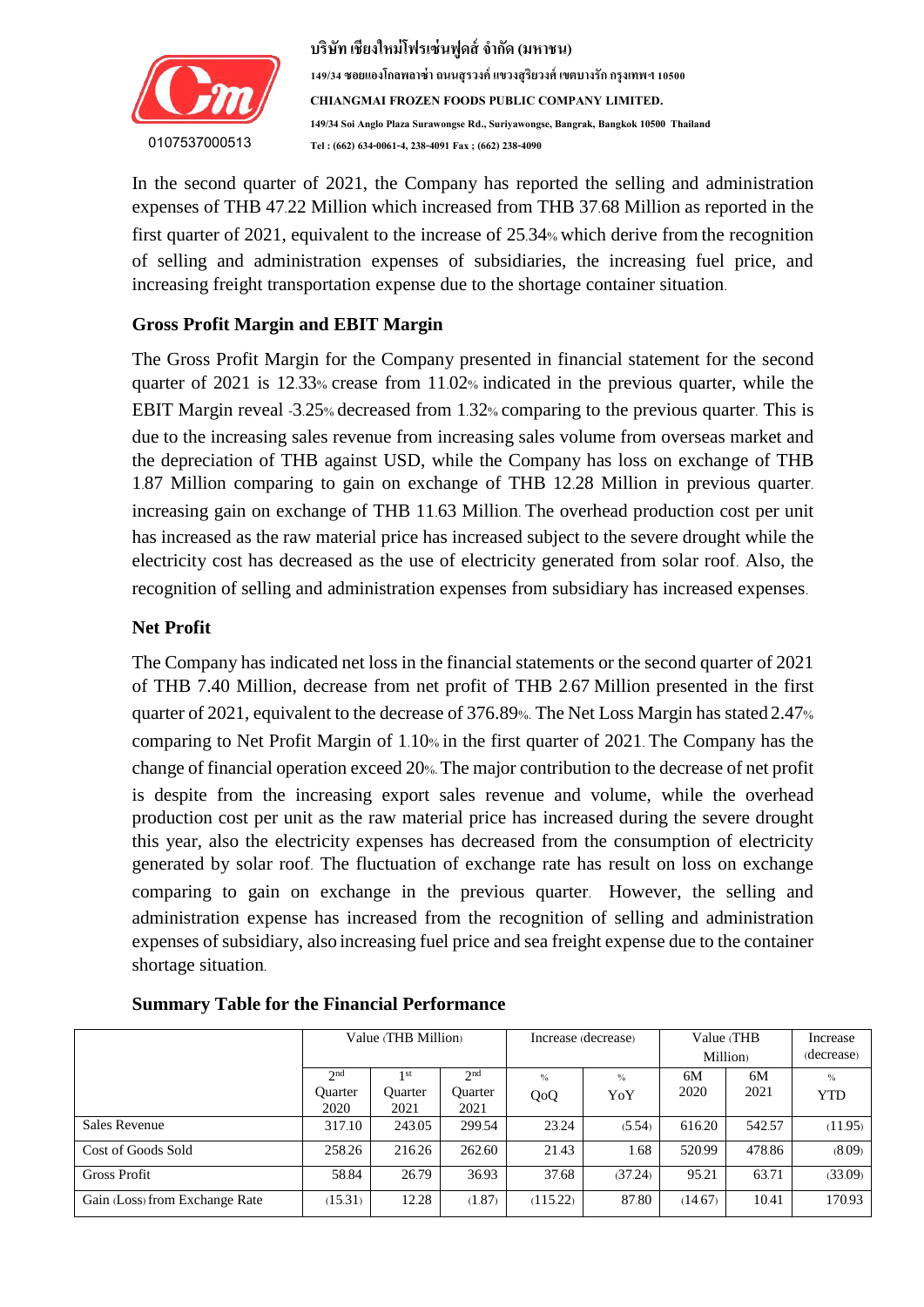In the second quarter of 2021, the Company has reported the selling and administration expenses of THB 47.22 Million which increased from THB 37.68 Million as reported in the first quarter of 2021, equivalent to the increase of 25.34% which derive from the recognition of selling and administration expenses of subsidiaries, the increasing fuel price, and increasing freight transportation expense due to the shortage container situation.

### Gross Profit Margin and EBIT Margin

The Gross Profit Margin for the Company presented in financial statement for the second quarter of 2021 is 12.33% crease from 11.02% indicated in the previous quarter, while the EBIT Margin reveal -3.25% decreased from 1.32% comparing to the previous quarter. This is due to the increasing sales revenue from increasing sales volume from overseas market and the depreciation of THB against USD, while the Company has loss on exchange of THB 1.87 Million comparing to gain on exchange of THB 12.28 Million in previous quarter. increasing gain on exchange of THB 11.63 Million. The overhead production cost per unit has increased as the raw material price has increased subject to the severe drought while the electricity cost has decreased as the use of electricity generated from solar roof. Also, the recognition of selling and administration expenses from subsidiary has increased expenses.

### Net Profit

The Company has indicated net loss in the financial statements or the second quarter of 2021 of THB 7.40 Million, decrease from net profit of THB 2.67 Million presented in the first quarter of 2021, equivalent to the decrease of 376.89%. The Net Loss Margin has stated 2.47% comparing to Net Profit Margin of 1.10% in the first quarter of 2021. The Company has the change of financial operation exceed 20%. The major contribution to the decrease of net profit is despite from the increasing export sales revenue and volume, while the overhead production cost per unit as the raw material price has increased during the severe drought this year, also the electricity expenses has decreased from the consumption of electricity generated by solar roof. The fluctuation of exchange rate has result on loss on exchange comparing to gain on exchange in the previous quarter. However, the selling and administration expense has increased from the recognition of selling and administration expenses of subsidiary, also increasing fuel price and sea freight expense due to the container shortage situation.

### Summary Table for the Financial Performance

| | Value (THB Million) | | | Increase (decrease) | | Value (THB Million) | | Increase (decrease) |
|---|---|---|---|---|---|---|---|---|
| | 2nd Quarter 2020 | 1st Quarter 2021 | 2nd Quarter 2021 | % QoQ | % YoY | 6M 2020 | 6M 2021 | % YTD |
| Sales Revenue | 317.10 | 243.05 | 299.54 | 23.24 | (5.54) | 616.20 | 542.57 | (11.95) |
| Cost of Goods Sold | 258.26 | 216.26 | 262.60 | 21.43 | 1.68 | 520.99 | 478.86 | (8.09) |
| Gross Profit | 58.84 | 26.79 | 36.93 | 37.68 | (37.24) | 95.21 | 63.71 | (33.09) |
| Gain (Loss) from Exchange Rate | (15.31) | 12.28 | (1.87) | (115.22) | 87.80 | (14.67) | 10.41 | 170.93 |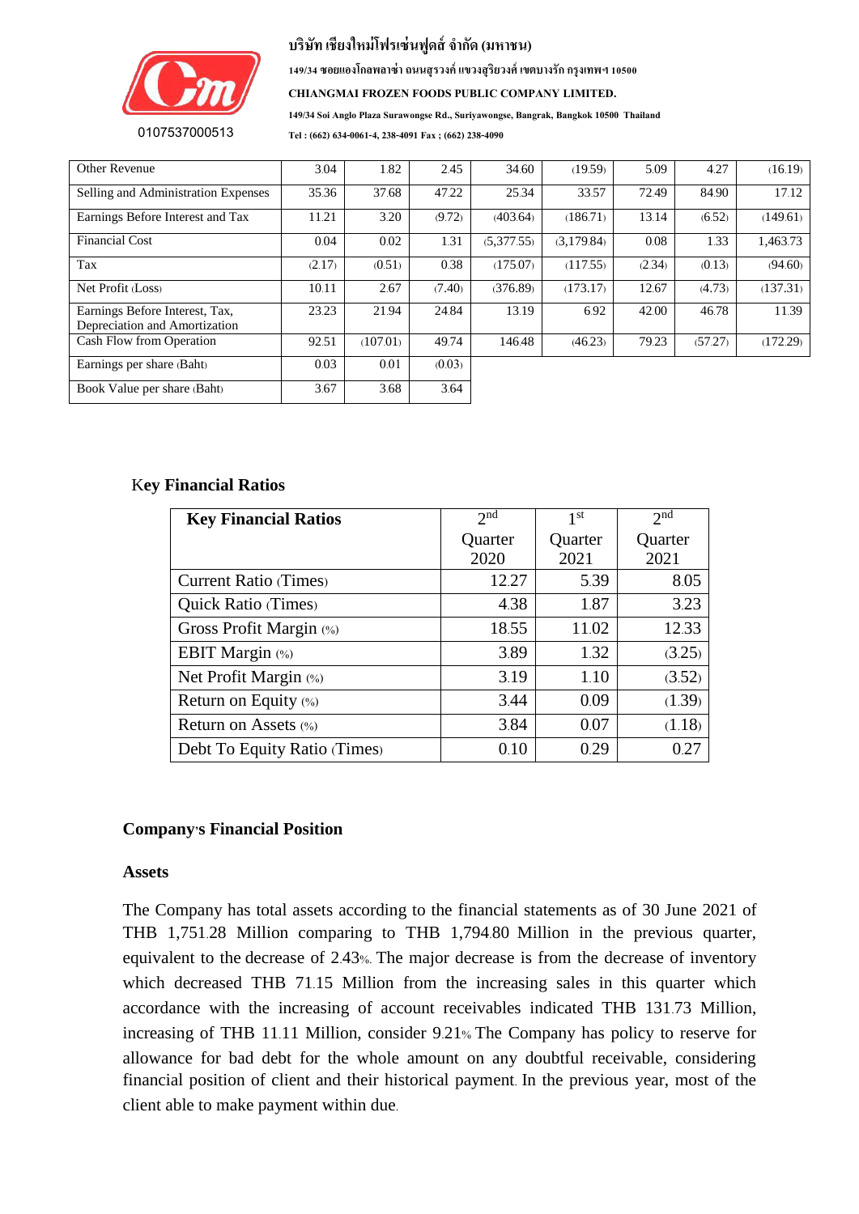| Other Revenue | 3.04 | 1.82 | 2.45 | 34.60 | (19.59) | 5.09 | 4.27 | (16.19) |
|---|---|---|---|---|---|---|---|---|
| Selling and Administration Expenses | 35.36 | 37.68 | 47.22 | 25.34 | 33.57 | 72.49 | 84.90 | 17.12 |
| Earnings Before Interest and Tax | 11.21 | 3.20 | (9.72) | (403.64) | (186.71) | 13.14 | (6.52) | (149.61) |
| Financial Cost | 0.04 | 0.02 | 1.31 | (5,377.55) | (3,179.84) | 0.08 | 1.33 | 1,463.73 |
| Tax | (2.17) | (0.51) | 0.38 | (175.07) | (117.55) | (2.34) | (0.13) | (94.60) |
| Net Profit (Loss) | 10.11 | 2.67 | (7.40) | (376.89) | (173.17) | 12.67 | (4.73) | (137.31) |
| Earnings Before Interest, Tax, Depreciation and Amortization | 23.23 | 21.94 | 24.84 | 13.19 | 6.92 | 42.00 | 46.78 | 11.39 |
| Cash Flow from Operation | 92.51 | (107.01) | 49.74 | 146.48 | (46.23) | 79.23 | (57.27) | (172.29) |
| Earnings per share (Baht) | 0.03 | 0.01 | (0.03) | | | | | |
| Book Value per share (Baht) | 3.67 | 3.68 | 3.64 | | | | | |

## Key Financial Ratios

| Key Financial Ratios | 2nd Quarter 2020 | 1st Quarter 2021 | 2nd Quarter 2021 |
|---|---|---|---|
| Current Ratio (Times) | 12.27 | 5.39 | 8.05 |
| Quick Ratio (Times) | 4.38 | 1.87 | 3.23 |
| Gross Profit Margin (%) | 18.55 | 11.02 | 12.33 |
| EBIT Margin (%) | 3.89 | 1.32 | (3.25) |
| Net Profit Margin (%) | 3.19 | 1.10 | (3.52) |
| Return on Equity (%) | 3.44 | 0.09 | (1.39) |
| Return on Assets (%) | 3.84 | 0.07 | (1.18) |
| Debt To Equity Ratio (Times) | 0.10 | 0.29 | 0.27 |

## Company's Financial Position

### Assets

The Company has total assets according to the financial statements as of 30 June 2021 of THB 1,751.28 Million comparing to THB 1,794.80 Million in the previous quarter, equivalent to the decrease of 2.43%. The major decrease is from the decrease of inventory which decreased THB 71.15 Million from the increasing sales in this quarter which accordance with the increasing of account receivables indicated THB 131.73 Million, increasing of THB 11.11 Million, consider 9.21% The Company has policy to reserve for allowance for bad debt for the whole amount on any doubtful receivable, considering financial position of client and their historical payment. In the previous year, most of the client able to make payment within due.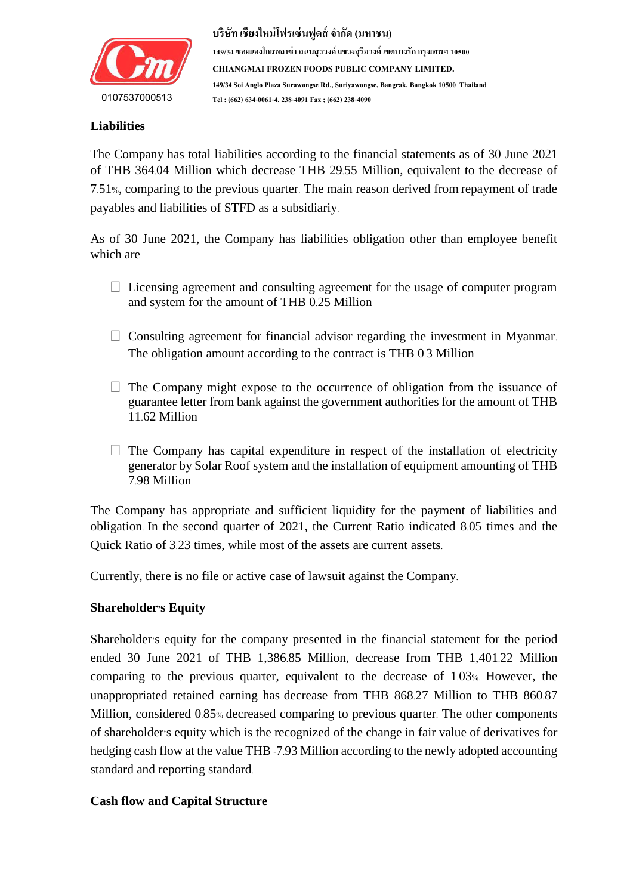## Liabilities

The Company has total liabilities according to the financial statements as of 30 June 2021 of THB 364.04 Million which decrease THB 29.55 Million, equivalent to the decrease of 7.51%, comparing to the previous quarter. The main reason derived from repayment of trade payables and liabilities of STFD as a subsidiariy.

As of 30 June 2021, the Company has liabilities obligation other than employee benefit which are

- Licensing agreement and consulting agreement for the usage of computer program and system for the amount of THB 0.25 Million
- Consulting agreement for financial advisor regarding the investment in Myanmar. The obligation amount according to the contract is THB 0.3 Million
- The Company might expose to the occurrence of obligation from the issuance of guarantee letter from bank against the government authorities for the amount of THB 11.62 Million
- The Company has capital expenditure in respect of the installation of electricity generator by Solar Roof system and the installation of equipment amounting of THB 7.98 Million

The Company has appropriate and sufficient liquidity for the payment of liabilities and obligation. In the second quarter of 2021, the Current Ratio indicated 8.05 times and the Quick Ratio of 3.23 times, while most of the assets are current assets.

Currently, there is no file or active case of lawsuit against the Company.

## Shareholder's Equity

Shareholder's equity for the company presented in the financial statement for the period ended 30 June 2021 of THB 1,386.85 Million, decrease from THB 1,401.22 Million comparing to the previous quarter, equivalent to the decrease of 1.03%. However, the unappropriated retained earning has decrease from THB 868.27 Million to THB 860.87 Million, considered 0.85% decreased comparing to previous quarter. The other components of shareholder's equity which is the recognized of the change in fair value of derivatives for hedging cash flow at the value THB -7.93 Million according to the newly adopted accounting standard and reporting standard.

## Cash flow and Capital Structure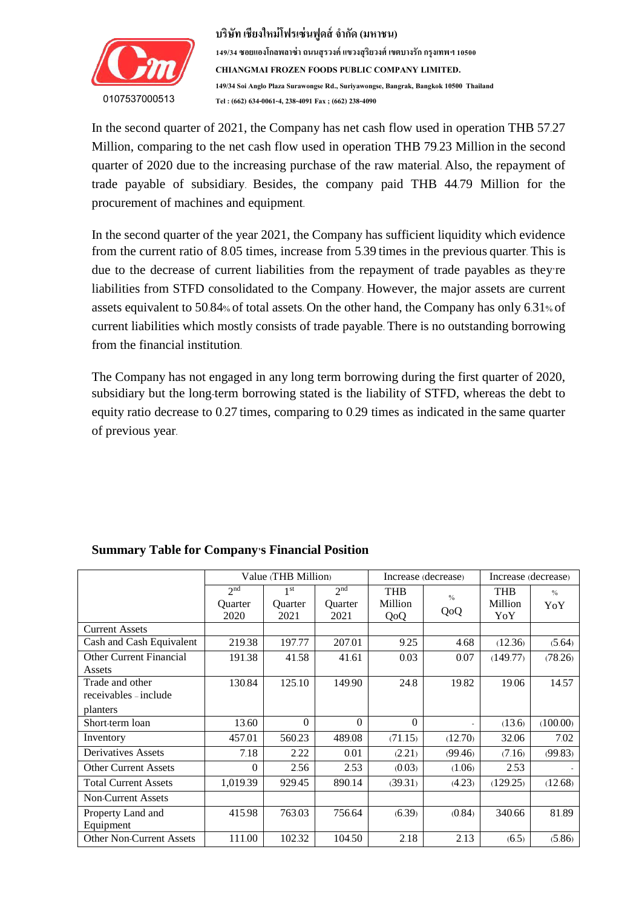In the second quarter of 2021, the Company has net cash flow used in operation THB 57.27 Million, comparing to the net cash flow used in operation THB 79.23 Million in the second quarter of 2020 due to the increasing purchase of the raw material. Also, the repayment of trade payable of subsidiary. Besides, the company paid THB 44.79 Million for the procurement of machines and equipment.

In the second quarter of the year 2021, the Company has sufficient liquidity which evidence from the current ratio of 8.05 times, increase from 5.39 times in the previous quarter. This is due to the decrease of current liabilities from the repayment of trade payables as they're liabilities from STFD consolidated to the Company. However, the major assets are current assets equivalent to 50.84% of total assets. On the other hand, the Company has only 6.31% of current liabilities which mostly consists of trade payable. There is no outstanding borrowing from the financial institution.

The Company has not engaged in any long term borrowing during the first quarter of 2020, subsidiary but the long-term borrowing stated is the liability of STFD, whereas the debt to equity ratio decrease to 0.27 times, comparing to 0.29 times as indicated in the same quarter of previous year.

**Summary Table for Company's Financial Position**

| | Value (THB Million) | | | Increase (decrease) | | Increase (decrease) | |
|---|---|---|---|---|---|---|---|
| | 2nd Quarter 2020 | 1st Quarter 2021 | 2nd Quarter 2021 | THB Million QoQ | % QoQ | THB Million YoY | % YoY |
| Current Assets | | | | | | | |
| Cash and Cash Equivalent | 219.38 | 197.77 | 207.01 | 9.25 | 4.68 | (12.36) | (5.64) |
| Other Current Financial Assets | 191.38 | 41.58 | 41.61 | 0.03 | 0.07 | (149.77) | (78.26) |
| Trade and other receivables – include planters | 130.84 | 125.10 | 149.90 | 24.8 | 19.82 | 19.06 | 14.57 |
| Short-term loan | 13.60 | 0 | 0 | 0 | - | (13.6) | (100.00) |
| Inventory | 457.01 | 560.23 | 489.08 | (71.15) | (12.70) | 32.06 | 7.02 |
| Derivatives Assets | 7.18 | 2.22 | 0.01 | (2.21) | (99.46) | (7.16) | (99.83) |
| Other Current Assets | 0 | 2.56 | 2.53 | (0.03) | (1.06) | 2.53 | - |
| Total Current Assets | 1,019.39 | 929.45 | 890.14 | (39.31) | (4.23) | (129.25) | (12.68) |
| Non-Current Assets | | | | | | | |
| Property Land and Equipment | 415.98 | 763.03 | 756.64 | (6.39) | (0.84) | 340.66 | 81.89 |
| Other Non-Current Assets | 111.00 | 102.32 | 104.50 | 2.18 | 2.13 | (6.5) | (5.86) |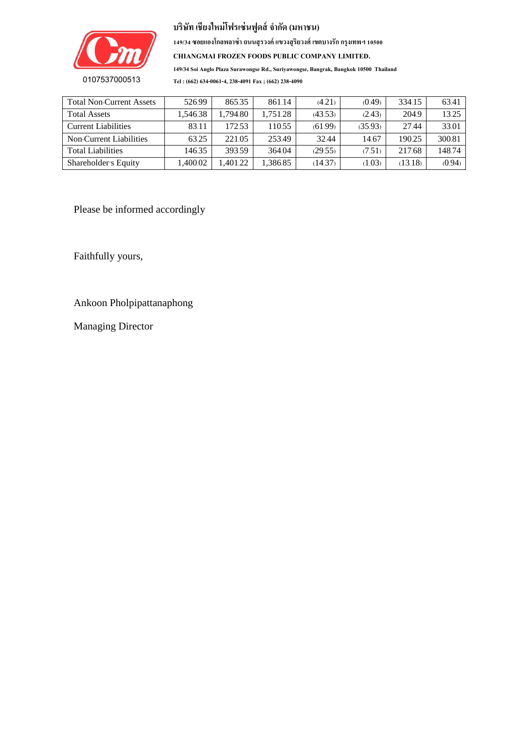บริษัท เชียงใหม่โฟรเซ่นฟูดส์ จำกัด (มหาชน)

149/34 ซอยแองโกลพลาซ่า ถนนสุรวงศ์ แขวงสุริยวงศ์ เขตบางรัก กรุงเทพฯ 10500

**CHIANGMAI FROZEN FOODS PUBLIC COMPANY LIMITED.**

149/34 Soi Anglo Plaza Surawongse Rd., Suriyawongse, Bangrak, Bangkok 10500 Thailand

Tel : (662) 634-0061-4, 238-4091 Fax ; (662) 238-4090

0107537000513

| | | | | | | | |
|---|---|---|---|---|---|---|---|
| Total Non-Current Assets | 526.99 | 865.35 | 861.14 | (4.21) | (0.49) | 334.15 | 63.41 |
| Total Assets | 1,546.38 | 1,794.80 | 1,751.28 | (43.53) | (2.43) | 204.9 | 13.25 |
| Current Liabilities | 83.11 | 172.53 | 110.55 | (61.99) | (35.93) | 27.44 | 33.01 |
| Non-Current Liabilities | 63.25 | 221.05 | 253.49 | 32.44 | 14.67 | 190.25 | 300.81 |
| Total Liabilities | 146.35 | 393.59 | 364.04 | (29.55) | (7.51) | 217.68 | 148.74 |
| Shareholder's Equity | 1,400.02 | 1,401.22 | 1,386.85 | (14.37) | (1.03) | (13.18) | (0.94) |

Please be informed accordingly

Faithfully yours,

Ankoon Pholpipattanaphong

Managing Director